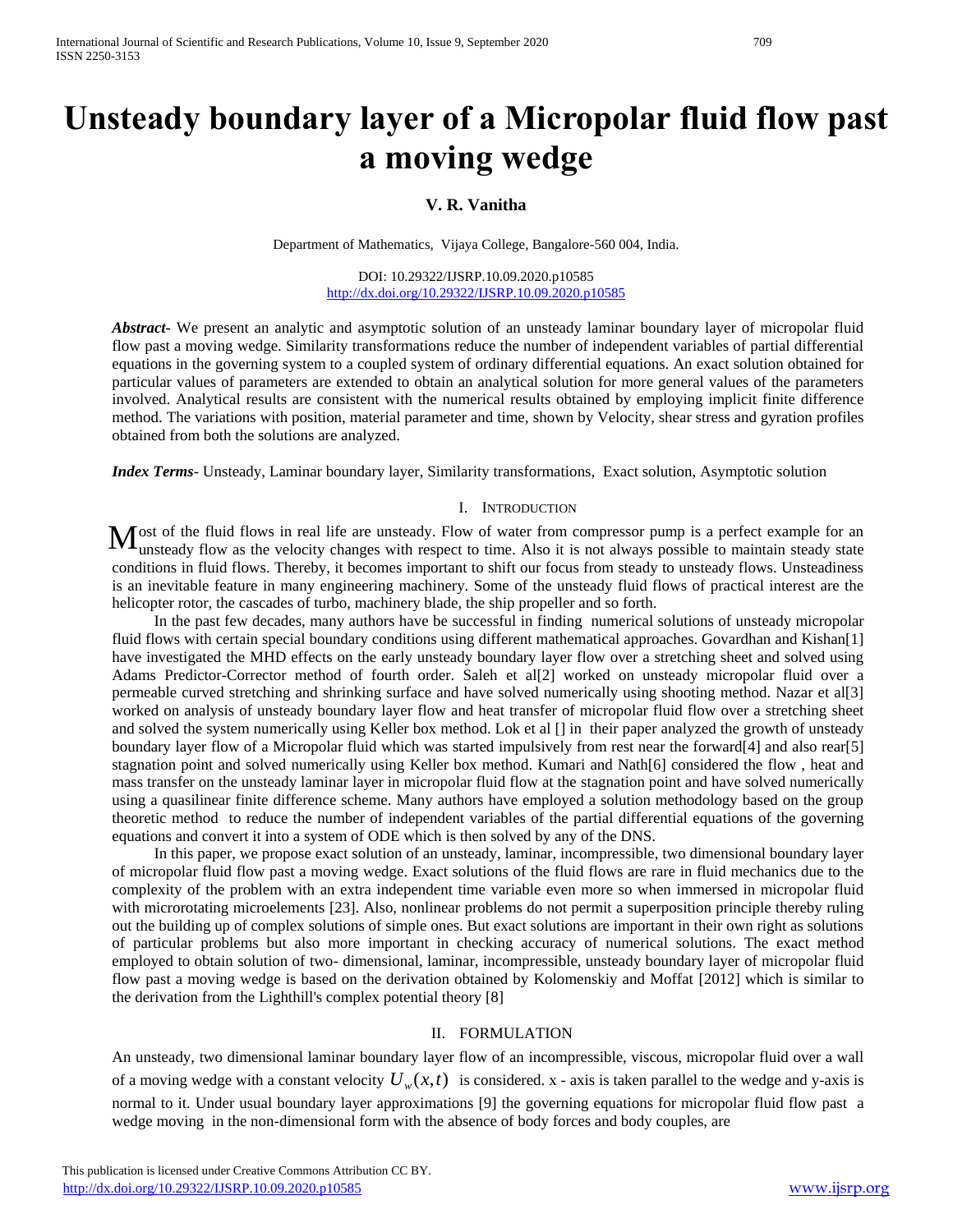# Unsteady boundary layer of a Micropolar fluid flow past a moving wedge

**V. R. Vanitha**

Department of Mathematics, Vijaya College, Bangalore-560 004, India.

DOI: 10.29322/IJSRP.10.09.2020.p10585
http://dx.doi.org/10.29322/IJSRP.10.09.2020.p10585

***Abstract***- We present an analytic and asymptotic solution of an unsteady laminar boundary layer of micropolar fluid flow past a moving wedge. Similarity transformations reduce the number of independent variables of partial differential equations in the governing system to a coupled system of ordinary differential equations. An exact solution obtained for particular values of parameters are extended to obtain an analytical solution for more general values of the parameters involved. Analytical results are consistent with the numerical results obtained by employing implicit finite difference method. The variations with position, material parameter and time, shown by Velocity, shear stress and gyration profiles obtained from both the solutions are analyzed.

***Index Terms***- Unsteady, Laminar boundary layer, Similarity transformations, Exact solution, Asymptotic solution

## I. Introduction

Most of the fluid flows in real life are unsteady. Flow of water from compressor pump is a perfect example for an unsteady flow as the velocity changes with respect to time. Also it is not always possible to maintain steady state conditions in fluid flows. Thereby, it becomes important to shift our focus from steady to unsteady flows. Unsteadiness is an inevitable feature in many engineering machinery. Some of the unsteady fluid flows of practical interest are the helicopter rotor, the cascades of turbo, machinery blade, the ship propeller and so forth.

In the past few decades, many authors have be successful in finding numerical solutions of unsteady micropolar fluid flows with certain special boundary conditions using different mathematical approaches. Govardhan and Kishan[1] have investigated the MHD effects on the early unsteady boundary layer flow over a stretching sheet and solved using Adams Predictor-Corrector method of fourth order. Saleh et al[2] worked on unsteady micropolar fluid over a permeable curved stretching and shrinking surface and have solved numerically using shooting method. Nazar et al[3] worked on analysis of unsteady boundary layer flow and heat transfer of micropolar fluid flow over a stretching sheet and solved the system numerically using Keller box method. Lok et al [] in their paper analyzed the growth of unsteady boundary layer flow of a Micropolar fluid which was started impulsively from rest near the forward[4] and also rear[5] stagnation point and solved numerically using Keller box method. Kumari and Nath[6] considered the flow , heat and mass transfer on the unsteady laminar layer in micropolar fluid flow at the stagnation point and have solved numerically using a quasilinear finite difference scheme. Many authors have employed a solution methodology based on the group theoretic method to reduce the number of independent variables of the partial differential equations of the governing equations and convert it into a system of ODE which is then solved by any of the DNS.

In this paper, we propose exact solution of an unsteady, laminar, incompressible, two dimensional boundary layer of micropolar fluid flow past a moving wedge. Exact solutions of the fluid flows are rare in fluid mechanics due to the complexity of the problem with an extra independent time variable even more so when immersed in micropolar fluid with microrotating microelements [23]. Also, nonlinear problems do not permit a superposition principle thereby ruling out the building up of complex solutions of simple ones. But exact solutions are important in their own right as solutions of particular problems but also more important in checking accuracy of numerical solutions. The exact method employed to obtain solution of two- dimensional, laminar, incompressible, unsteady boundary layer of micropolar fluid flow past a moving wedge is based on the derivation obtained by Kolomenskiy and Moffat [2012] which is similar to the derivation from the Lighthill's complex potential theory [8]

## II. Formulation

An unsteady, two dimensional laminar boundary layer flow of an incompressible, viscous, micropolar fluid over a wall of a moving wedge with a constant velocity $U_w(x,t)$ is considered. x - axis is taken parallel to the wedge and y-axis is normal to it. Under usual boundary layer approximations [9] the governing equations for micropolar fluid flow past a wedge moving in the non-dimensional form with the absence of body forces and body couples, are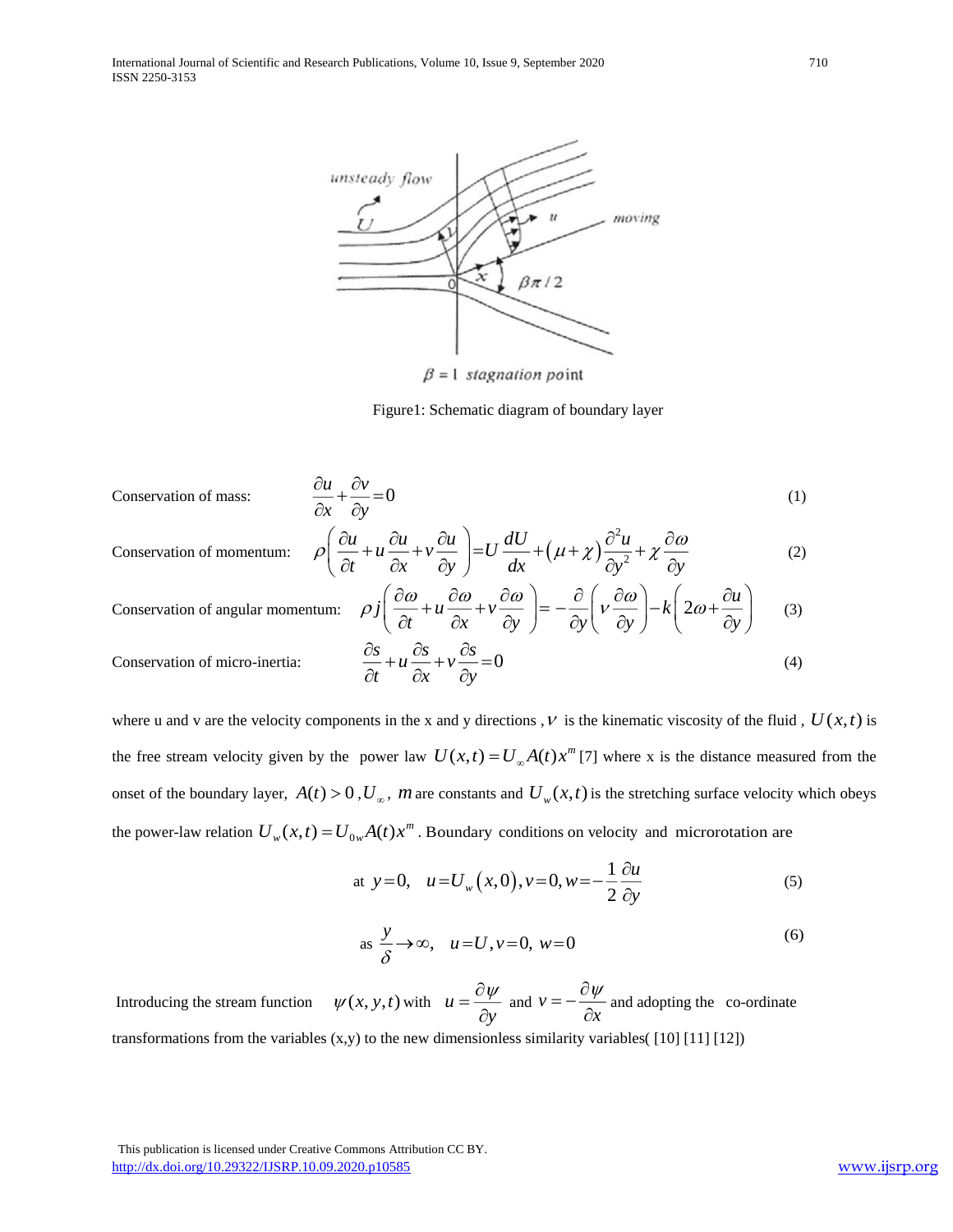Figure1: Schematic diagram of boundary layer

Conservation of mass: $$\frac{\partial u}{\partial x}+\frac{\partial v}{\partial y}=0 \quad (1)$$

Conservation of momentum: $$\rho\left(\frac{\partial u}{\partial t}+u\frac{\partial u}{\partial x}+v\frac{\partial u}{\partial y}\right)=U\frac{dU}{dx}+(\mu+\chi)\frac{\partial^2 u}{\partial y^2}+\chi\frac{\partial \omega}{\partial y} \quad (2)$$

Conservation of angular momentum: $$\rho j\left(\frac{\partial \omega}{\partial t}+u\frac{\partial \omega}{\partial x}+v\frac{\partial \omega}{\partial y}\right)=-\frac{\partial}{\partial y}\left(v\frac{\partial \omega}{\partial y}\right)-k\left(2\omega+\frac{\partial u}{\partial y}\right) \quad (3)$$

Conservation of micro-inertia: $$\frac{\partial s}{\partial t}+u\frac{\partial s}{\partial x}+v\frac{\partial s}{\partial y}=0 \quad (4)$$

where u and v are the velocity components in the x and y directions , $\nu$ is the kinematic viscosity of the fluid , $U(x,t)$ is the free stream velocity given by the power law $U(x,t)=U_{\infty}A(t)x^m$ [7] where x is the distance measured from the onset of the boundary layer, $A(t)>0$ , $U_{\infty}$, $m$ are constants and $U_w(x,t)$ is the stretching surface velocity which obeys the power-law relation $U_w(x,t)=U_{0w}A(t)x^m$ . Boundary conditions on velocity and microrotation are

$$\text{at } y=0,\quad u=U_w(x,0), v=0, w=-\frac{1}{2}\frac{\partial u}{\partial y} \quad (5)$$

$$\text{as } \frac{y}{\delta}\to\infty,\quad u=U, v=0,\ w=0 \quad (6)$$

Introducing the stream function $\psi(x,y,t)$ with $u=\frac{\partial \psi}{\partial y}$ and $v=-\frac{\partial \psi}{\partial x}$ and adopting the co-ordinate transformations from the variables (x,y) to the new dimensionless similarity variables( [10] [11] [12])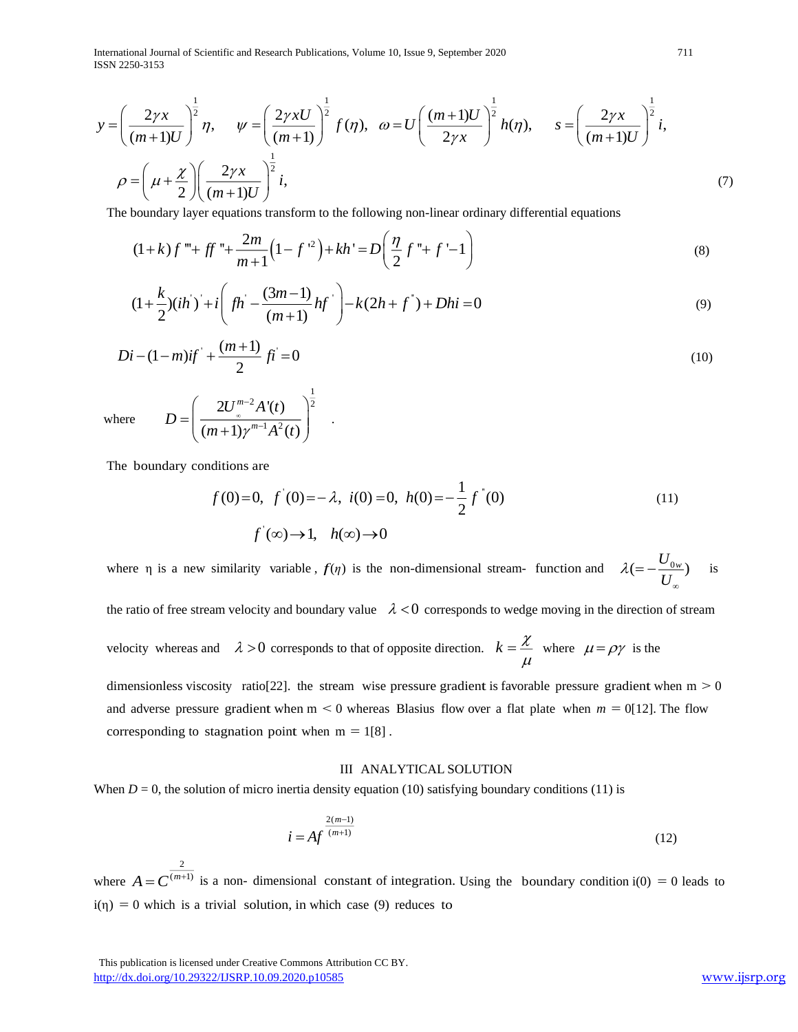$$y=\left(\frac{2\gamma x}{(m+1)U}\right)^{\frac{1}{2}}\eta,\quad \psi=\left(\frac{2\gamma xU}{(m+1)}\right)^{\frac{1}{2}}f(\eta),\quad \omega=U\left(\frac{(m+1)U}{2\gamma x}\right)^{\frac{1}{2}}h(\eta),\quad s=\left(\frac{2\gamma x}{(m+1)U}\right)^{\frac{1}{2}}i,$$

$$\rho=\left(\mu+\frac{\chi}{2}\right)\left(\frac{2\gamma x}{(m+1)U}\right)^{\frac{1}{2}}i, \tag{7}$$

The boundary layer equations transform to the following non-linear ordinary differential equations

$$(1+k)f'''+ff''+\frac{2m}{m+1}\left(1-f'^2\right)+kh'=D\left(\frac{\eta}{2}f''+f'-1\right) \tag{8}$$

$$(1+\frac{k}{2})(ih')'+i\left(fh'-\frac{(3m-1)}{(m+1)}hf'\right)-k(2h+f'')+Dhi=0 \tag{9}$$

$$Di-(1-m)if'+\frac{(m+1)}{2}fi'=0 \tag{10}$$

where $D=\left(\dfrac{2U_{\infty}^{m-2}A'(t)}{(m+1)\gamma^{m-1}A^2(t)}\right)^{\frac{1}{2}}$ .

The boundary conditions are

$$f(0)=0,\ f'(0)=-\lambda,\ i(0)=0,\ h(0)=-\frac{1}{2}f''(0) \tag{11}$$

$$f'(\infty)\to 1,\quad h(\infty)\to 0$$

where η is a new similarity variable, $f(\eta)$ is the non-dimensional stream- function and $\lambda(=-\frac{U_{0w}}{U_{\infty}})$ is the ratio of free stream velocity and boundary value $\lambda<0$ corresponds to wedge moving in the direction of stream velocity whereas and $\lambda>0$ corresponds to that of opposite direction. $k=\frac{\chi}{\mu}$ where $\mu=\rho\gamma$ is the dimensionless viscosity ratio[22]. the stream wise pressure gradient is favorable pressure gradient when $m>0$ and adverse pressure gradient when $m<0$ whereas Blasius flow over a flat plate when $m=0$[12]. The flow corresponding to stagnation point when $m=1$[8] .

## III ANALYTICAL SOLUTION

When $D = 0$, the solution of micro inertia density equation (10) satisfying boundary conditions (11) is

$$i=Af^{\frac{2(m-1)}{(m+1)}} \tag{12}$$

where $A=C^{\frac{2}{(m+1)}}$ is a non- dimensional constant of integration. Using the boundary condition $i(0)=0$ leads to $i(\eta)=0$ which is a trivial solution, in which case (9) reduces to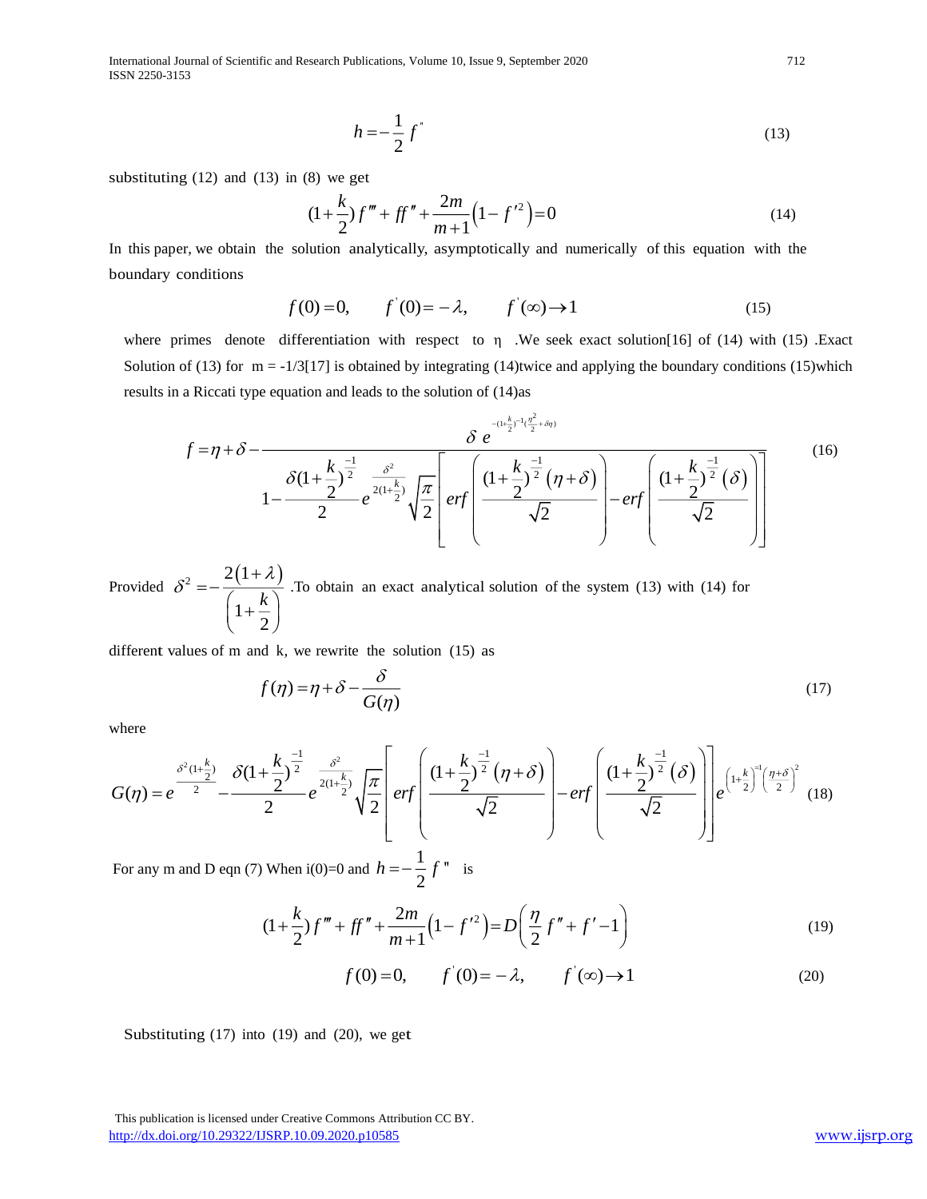$$h = -\frac{1}{2} f^{"} \tag{13}$$

substituting (12) and (13) in (8) we get

$$(1+\frac{k}{2}) f''' + ff'' + \frac{2m}{m+1}\left(1 - f'^2\right) = 0 \tag{14}$$

In this paper, we obtain the solution analytically, asymptotically and numerically of this equation with the boundary conditions

$$f(0) = 0, \qquad f^{'}(0) = -\lambda, \qquad f^{'}(\infty) \to 1 \tag{15}$$

where primes denote differentiation with respect to η .We seek exact solution[16] of (14) with (15) .Exact Solution of (13) for m = -1/3[17] is obtained by integrating (14)twice and applying the boundary conditions (15)which results in a Riccati type equation and leads to the solution of (14)as

$$f = \eta + \delta - \frac{\delta\, e^{-(1+\frac{k}{2})^{-1}(\frac{\eta^2}{2} + \delta\eta)}}{1 - \dfrac{\delta(1+\frac{k}{2})^{\frac{-1}{2}}}{2} e^{\frac{\delta^2}{2(1+\frac{k}{2})}} \sqrt{\dfrac{\pi}{2}} \left[ erf\left( \dfrac{(1+\frac{k}{2})^{\frac{-1}{2}}(\eta+\delta)}{\sqrt{2}} \right) - erf\left( \dfrac{(1+\frac{k}{2})^{\frac{-1}{2}}(\delta)}{\sqrt{2}} \right) \right]} \tag{16}$$

Provided $\delta^2 = -\dfrac{2(1+\lambda)}{\left(1+\dfrac{k}{2}\right)}$ .To obtain an exact analytical solution of the system (13) with (14) for different values of m and k, we rewrite the solution (15) as

$$f(\eta) = \eta + \delta - \frac{\delta}{G(\eta)} \tag{17}$$

where

$$G(\eta) = e^{\frac{\delta^2(1+\frac{k}{2})}{2}} - \frac{\delta(1+\frac{k}{2})^{\frac{-1}{2}}}{2} e^{\frac{\delta^2}{2(1+\frac{k}{2})}} \sqrt{\frac{\pi}{2}} \left[ erf\left( \frac{(1+\frac{k}{2})^{\frac{-1}{2}}(\eta+\delta)}{\sqrt{2}} \right) - erf\left( \frac{(1+\frac{k}{2})^{\frac{-1}{2}}(\delta)}{\sqrt{2}} \right) \right] e^{\left(1+\frac{k}{2}\right)^{-1}\left(\frac{\eta+\delta}{2}\right)^2} \tag{18}$$

For any m and D eqn (7) When i(0)=0 and $h = -\dfrac{1}{2} f^{"}$ is

$$(1+\frac{k}{2}) f''' + ff'' + \frac{2m}{m+1}\left(1 - f'^2\right) = D\left(\frac{\eta}{2} f'' + f' - 1\right) \tag{19}$$

$$f(0) = 0, \qquad f^{'}(0) = -\lambda, \qquad f^{'}(\infty) \to 1 \tag{20}$$

Substituting (17) into (19) and (20), we get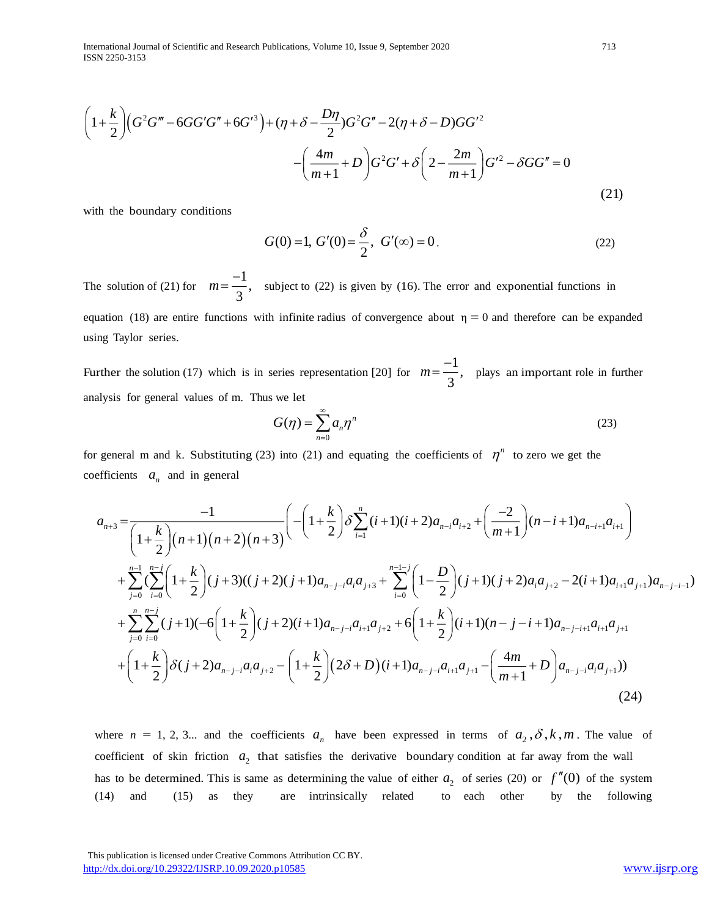$$\left(1+\frac{k}{2}\right)\left(G^2G'''-6GG'G''+6G'^3\right)+(\eta+\delta-\frac{D\eta}{2})G^2G''-2(\eta+\delta-D)GG'^2$$
$$-\left(\frac{4m}{m+1}+D\right)G^2G'+\delta\left(2-\frac{2m}{m+1}\right)G'^2-\delta GG''=0 \tag{21}$$

with the boundary conditions

$$G(0)=1,\ G'(0)=\frac{\delta}{2},\ G'(\infty)=0. \tag{22}$$

The solution of (21) for $m=\frac{-1}{3}$, subject to (22) is given by (16). The error and exponential functions in equation (18) are entire functions with infinite radius of convergence about $\eta=0$ and therefore can be expanded using Taylor series.

Further the solution (17) which is in series representation [20] for $m=\frac{-1}{3}$, plays an important role in further analysis for general values of m. Thus we let

$$G(\eta)=\sum_{n=0}^{\infty}a_n\eta^n \tag{23}$$

for general m and k. Substituting (23) into (21) and equating the coefficients of $\eta^n$ to zero we get the coefficients $a_n$ and in general

$$a_{n+3}=\frac{-1}{\left(1+\frac{k}{2}\right)(n+1)(n+2)(n+3)}\left(-\left(1+\frac{k}{2}\right)\delta\sum_{i=1}^{n}(i+1)(i+2)a_{n-i}a_{i+2}+\left(\frac{-2}{m+1}\right)(n-i+1)a_{n-i+1}a_{i+1}\right)$$
$$+\sum_{j=0}^{n-1}\left(\sum_{i=0}^{n-j}\left(1+\frac{k}{2}\right)(j+3)((j+2)(j+1)a_{n-j-i}a_ia_{j+3}+\sum_{i=0}^{n-1-j}\left(1-\frac{D}{2}\right)(j+1)(j+2)a_ia_{j+2}-2(i+1)a_{i+1}a_{j+1})a_{n-j-i-1}\right)$$
$$+\sum_{j=0}^{n}\sum_{i=0}^{n-j}(j+1)(-6\left(1+\frac{k}{2}\right)(j+2)(i+1)a_{n-j-i}a_{i+1}a_{j+2}+6\left(1+\frac{k}{2}\right)(i+1)(n-j-i+1)a_{n-j-i+1}a_{i+1}a_{j+1}$$
$$+\left(1+\frac{k}{2}\right)\delta(j+2)a_{n-j-i}a_ia_{j+2}-\left(1+\frac{k}{2}\right)(2\delta+D)(i+1)a_{n-j-i}a_{i+1}a_{j+1}-\left(\frac{4m}{m+1}+D\right)a_{n-j-i}a_ia_{j+1})) \tag{24}$$

where $n$ = 1, 2, 3... and the coefficients $a_n$ have been expressed in terms of $a_2, \delta, k, m$. The value of coefficient of skin friction $a_2$ that satisfies the derivative boundary condition at far away from the wall has to be determined. This is same as determining the value of either $a_2$ of series (20) or $f''(0)$ of the system (14) and (15) as they are intrinsically related to each other by the following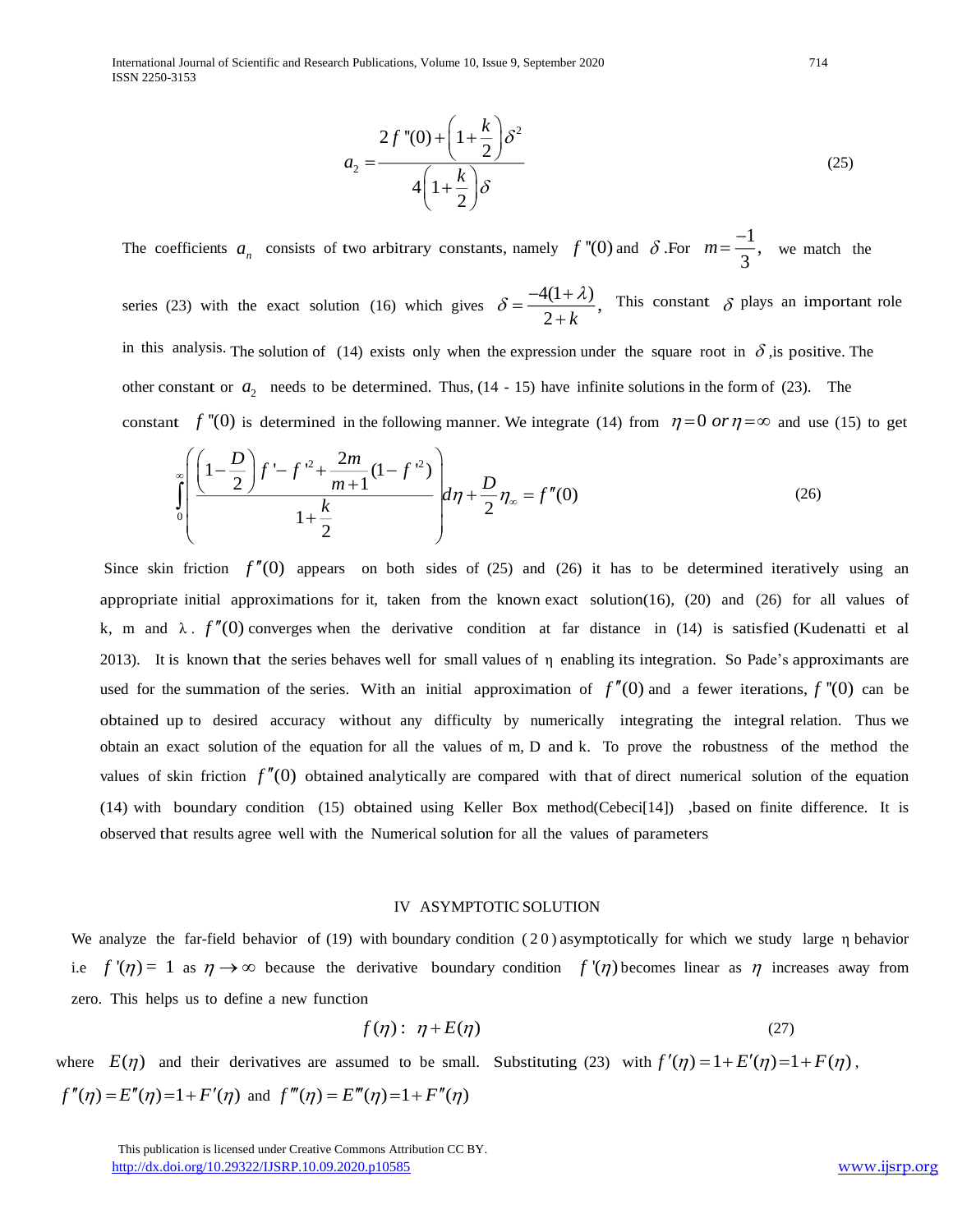$$a_2 = \frac{2f''(0) + \left(1+\frac{k}{2}\right)\delta^2}{4\left(1+\frac{k}{2}\right)\delta} \tag{25}$$

The coefficients $a_n$ consists of two arbitrary constants, namely $f''(0)$ and $\delta$. For $m = \frac{-1}{3}$, we match the series (23) with the exact solution (16) which gives $\delta = \frac{-4(1+\lambda)}{2+k}$, This constant $\delta$ plays an important role in this analysis. The solution of (14) exists only when the expression under the square root in $\delta$, is positive. The other constant or $a_2$ needs to be determined. Thus, (14 - 15) have infinite solutions in the form of (23). The constant $f''(0)$ is determined in the following manner. We integrate (14) from $\eta = 0$ $or$ $\eta = \infty$ and use (15) to get

$$\int_0^\infty \left( \frac{\left(1-\frac{D}{2}\right) f' - f'^2 + \frac{2m}{m+1}(1-f'^2)}{1+\frac{k}{2}} \right) d\eta + \frac{D}{2}\eta_\infty = f''(0) \tag{26}$$

Since skin friction $f''(0)$ appears on both sides of (25) and (26) it has to be determined iteratively using an appropriate initial approximations for it, taken from the known exact solution(16), (20) and (26) for all values of k, m and $\lambda$. $f''(0)$ converges when the derivative condition at far distance in (14) is satisfied (Kudenatti et al 2013). It is known that the series behaves well for small values of $\eta$ enabling its integration. So Pade's approximants are used for the summation of the series. With an initial approximation of $f''(0)$ and a fewer iterations, $f''(0)$ can be obtained up to desired accuracy without any difficulty by numerically integrating the integral relation. Thus we obtain an exact solution of the equation for all the values of m, D and k. To prove the robustness of the method the values of skin friction $f''(0)$ obtained analytically are compared with that of direct numerical solution of the equation (14) with boundary condition (15) obtained using Keller Box method(Cebeci[14]) ,based on finite difference. It is observed that results agree well with the Numerical solution for all the values of parameters

## IV ASYMPTOTIC SOLUTION

We analyze the far-field behavior of (19) with boundary condition (20) asymptotically for which we study large $\eta$ behavior i.e $f'(\eta) = 1$ as $\eta \to \infty$ because the derivative boundary condition $f'(\eta)$ becomes linear as $\eta$ increases away from zero. This helps us to define a new function

$$f(\eta) : \ \eta + E(\eta) \tag{27}$$

where $E(\eta)$ and their derivatives are assumed to be small. Substituting (23) with $f'(\eta) = 1 + E'(\eta) = 1 + F(\eta)$, $f''(\eta) = E''(\eta) = 1 + F'(\eta)$ and $f'''(\eta) = E'''(\eta) = 1 + F''(\eta)$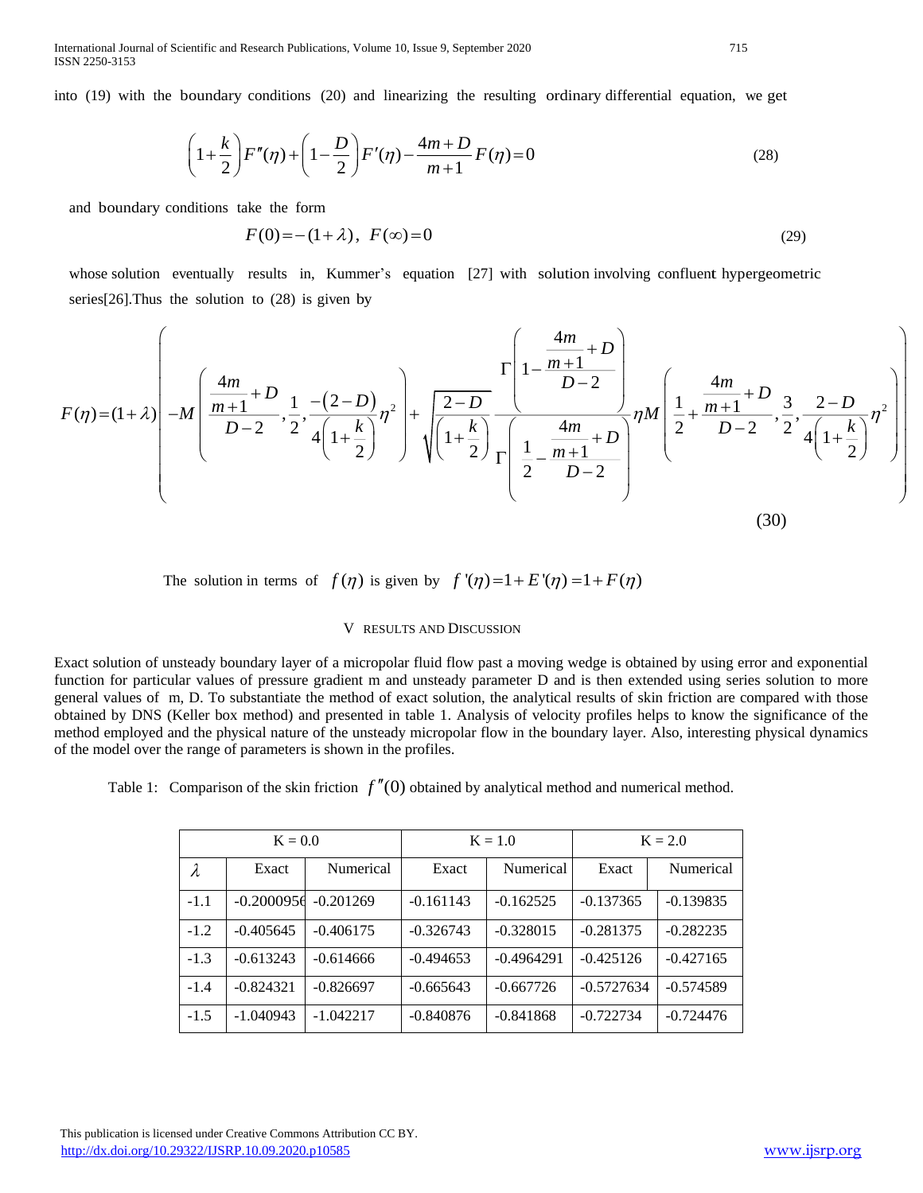into (19) with the boundary conditions (20) and linearizing the resulting ordinary differential equation, we get

$$\left(1+\frac{k}{2}\right)F''(\eta)+\left(1-\frac{D}{2}\right)F'(\eta)-\frac{4m+D}{m+1}F(\eta)=0 \tag{28}$$

and boundary conditions take the form

$$F(0)=-(1+\lambda),\ \ F(\infty)=0 \tag{29}$$

whose solution eventually results in, Kummer's equation [27] with solution involving confluent hypergeometric series[26].Thus the solution to (28) is given by

$$F(\eta)=(1+\lambda)\left(-M\left(\frac{\frac{4m}{m+1}+D}{D-2},\frac{1}{2},\frac{-(2-D)}{4\left(1+\frac{k}{2}\right)}\eta^2\right)+\sqrt{\frac{2-D}{\left(1+\frac{k}{2}\right)}}\frac{\Gamma\left(1-\frac{\frac{4m}{m+1}+D}{D-2}\right)}{\Gamma\left(\frac{1}{2}-\frac{\frac{4m}{m+1}+D}{D-2}\right)}\eta M\left(\frac{1}{2}+\frac{\frac{4m}{m+1}+D}{D-2},\frac{3}{2},\frac{2-D}{4\left(1+\frac{k}{2}\right)}\eta^2\right)\right) \tag{30}$$

The solution in terms of $f(\eta)$ is given by $f'(\eta)=1+E'(\eta)=1+F(\eta)$

## V RESULTS AND DISCUSSION

Exact solution of unsteady boundary layer of a micropolar fluid flow past a moving wedge is obtained by using error and exponential function for particular values of pressure gradient m and unsteady parameter D and is then extended using series solution to more general values of m, D. To substantiate the method of exact solution, the analytical results of skin friction are compared with those obtained by DNS (Keller box method) and presented in table 1. Analysis of velocity profiles helps to know the significance of the method employed and the physical nature of the unsteady micropolar flow in the boundary layer. Also, interesting physical dynamics of the model over the range of parameters is shown in the profiles.

Table 1: Comparison of the skin friction $f''(0)$ obtained by analytical method and numerical method.

| | K = 0.0 | | K = 1.0 | | K = 2.0 | |
|---|---|---|---|---|---|---|
| $\lambda$ | Exact | Numerical | Exact | Numerical | Exact | Numerical |
| -1.1 | -0.2000956 | -0.201269 | -0.161143 | -0.162525 | -0.137365 | -0.139835 |
| -1.2 | -0.405645 | -0.406175 | -0.326743 | -0.328015 | -0.281375 | -0.282235 |
| -1.3 | -0.613243 | -0.614666 | -0.494653 | -0.4964291 | -0.425126 | -0.427165 |
| -1.4 | -0.824321 | -0.826697 | -0.665643 | -0.667726 | -0.5727634 | -0.574589 |
| -1.5 | -1.040943 | -1.042217 | -0.840876 | -0.841868 | -0.722734 | -0.724476 |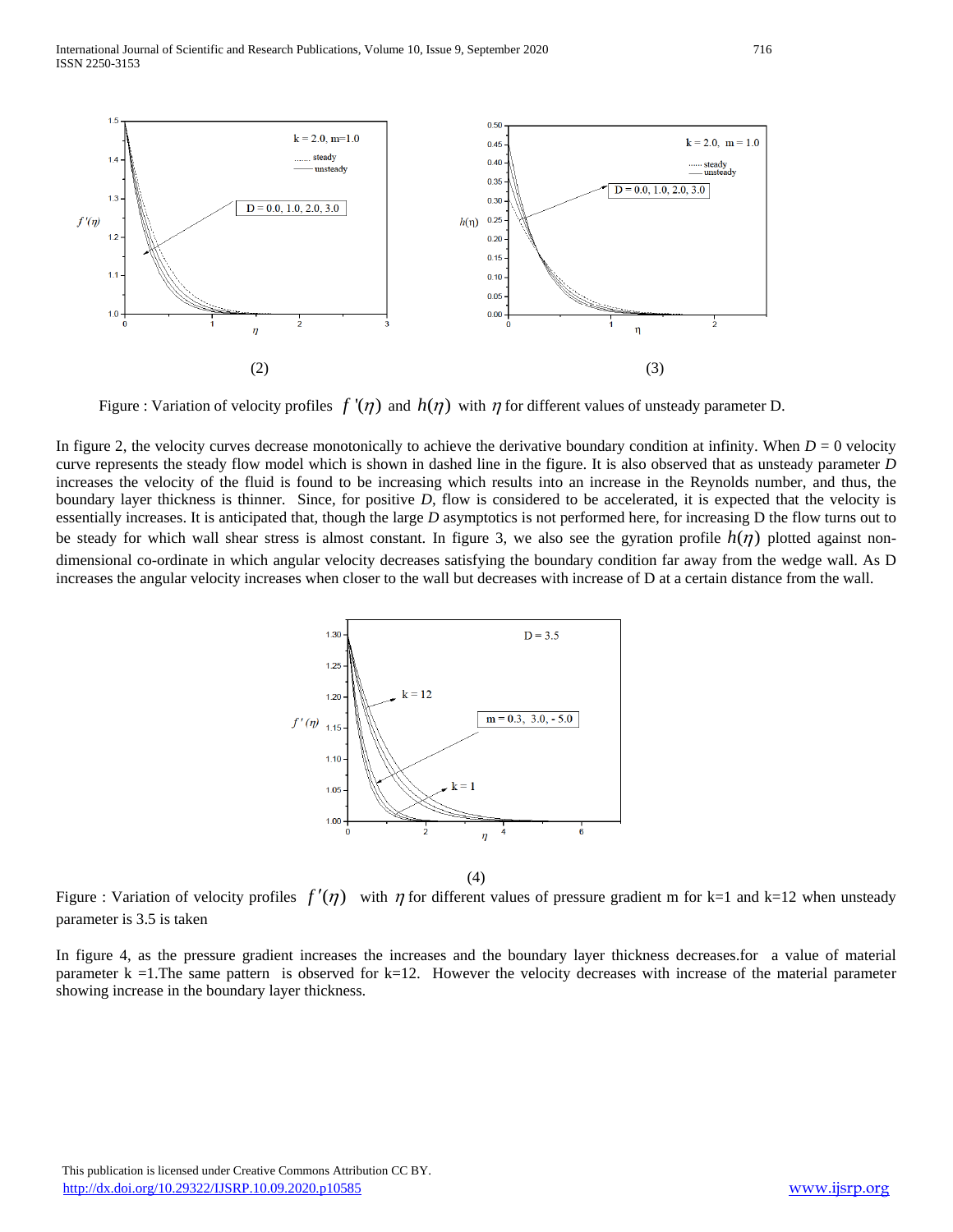(2)

(3)

Figure : Variation of velocity profiles $f'(\eta)$ and $h(\eta)$ with $\eta$ for different values of unsteady parameter D.

In figure 2, the velocity curves decrease monotonically to achieve the derivative boundary condition at infinity. When $D = 0$ velocity curve represents the steady flow model which is shown in dashed line in the figure. It is also observed that as unsteady parameter $D$ increases the velocity of the fluid is found to be increasing which results into an increase in the Reynolds number, and thus, the boundary layer thickness is thinner. Since, for positive $D$, flow is considered to be accelerated, it is expected that the velocity is essentially increases. It is anticipated that, though the large $D$ asymptotics is not performed here, for increasing D the flow turns out to be steady for which wall shear stress is almost constant. In figure 3, we also see the gyration profile $h(\eta)$ plotted against non-dimensional co-ordinate in which angular velocity decreases satisfying the boundary condition far away from the wedge wall. As D increases the angular velocity increases when closer to the wall but decreases with increase of D at a certain distance from the wall.

(4)

Figure : Variation of velocity profiles $f'(\eta)$ with $\eta$ for different values of pressure gradient m for k=1 and k=12 when unsteady parameter is 3.5 is taken

In figure 4, as the pressure gradient increases the increases and the boundary layer thickness decreases.for a value of material parameter k =1.The same pattern is observed for k=12. However the velocity decreases with increase of the material parameter showing increase in the boundary layer thickness.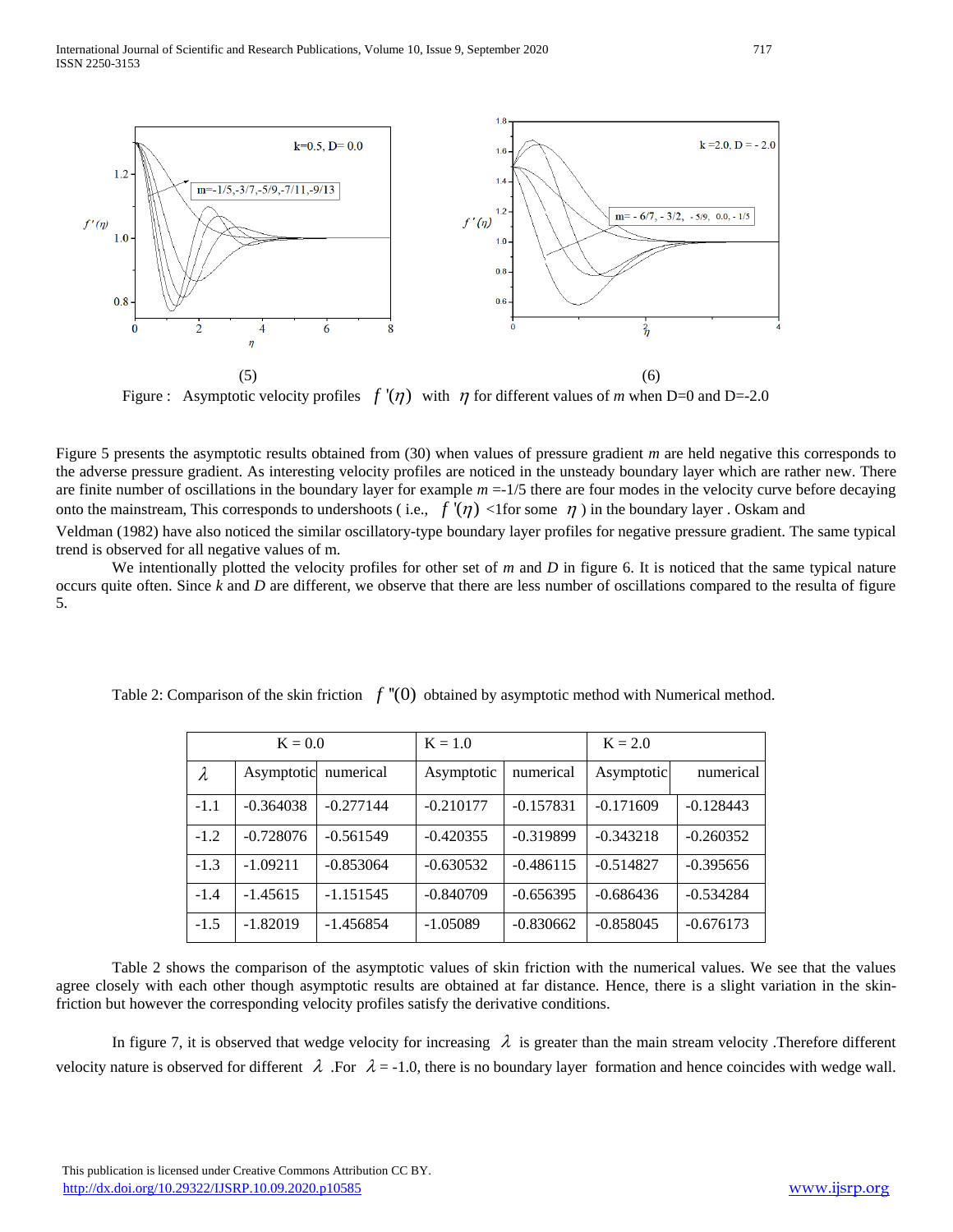(5) (6)

Figure : Asymptotic velocity profiles $f'(\eta)$ with $\eta$ for different values of *m* when D=0 and D=-2.0

Figure 5 presents the asymptotic results obtained from (30) when values of pressure gradient *m* are held negative this corresponds to the adverse pressure gradient. As interesting velocity profiles are noticed in the unsteady boundary layer which are rather new. There are finite number of oscillations in the boundary layer for example $m$ =-1/5 there are four modes in the velocity curve before decaying onto the mainstream, This corresponds to undershoots ( i.e., $f'(\eta)$ <1for some $\eta$ ) in the boundary layer . Oskam and Veldman (1982) have also noticed the similar oscillatory-type boundary layer profiles for negative pressure gradient. The same typical trend is observed for all negative values of m.

We intentionally plotted the velocity profiles for other set of *m* and *D* in figure 6. It is noticed that the same typical nature occurs quite often. Since *k* and *D* are different, we observe that there are less number of oscillations compared to the resulta of figure 5.

Table 2: Comparison of the skin friction $f''(0)$ obtained by asymptotic method with Numerical method.

| | K = 0.0 | | K = 1.0 | | K = 2.0 | |
|---|---|---|---|---|---|---|
| $\lambda$ | Asymptotic | numerical | Asymptotic | numerical | Asymptotic | numerical |
| -1.1 | -0.364038 | -0.277144 | -0.210177 | -0.157831 | -0.171609 | -0.128443 |
| -1.2 | -0.728076 | -0.561549 | -0.420355 | -0.319899 | -0.343218 | -0.260352 |
| -1.3 | -1.09211 | -0.853064 | -0.630532 | -0.486115 | -0.514827 | -0.395656 |
| -1.4 | -1.45615 | -1.151545 | -0.840709 | -0.656395 | -0.686436 | -0.534284 |
| -1.5 | -1.82019 | -1.456854 | -1.05089 | -0.830662 | -0.858045 | -0.676173 |

Table 2 shows the comparison of the asymptotic values of skin friction with the numerical values. We see that the values agree closely with each other though asymptotic results are obtained at far distance. Hence, there is a slight variation in the skin-friction but however the corresponding velocity profiles satisfy the derivative conditions.

In figure 7, it is observed that wedge velocity for increasing $\lambda$ is greater than the main stream velocity .Therefore different velocity nature is observed for different $\lambda$ .For $\lambda$ = -1.0, there is no boundary layer formation and hence coincides with wedge wall.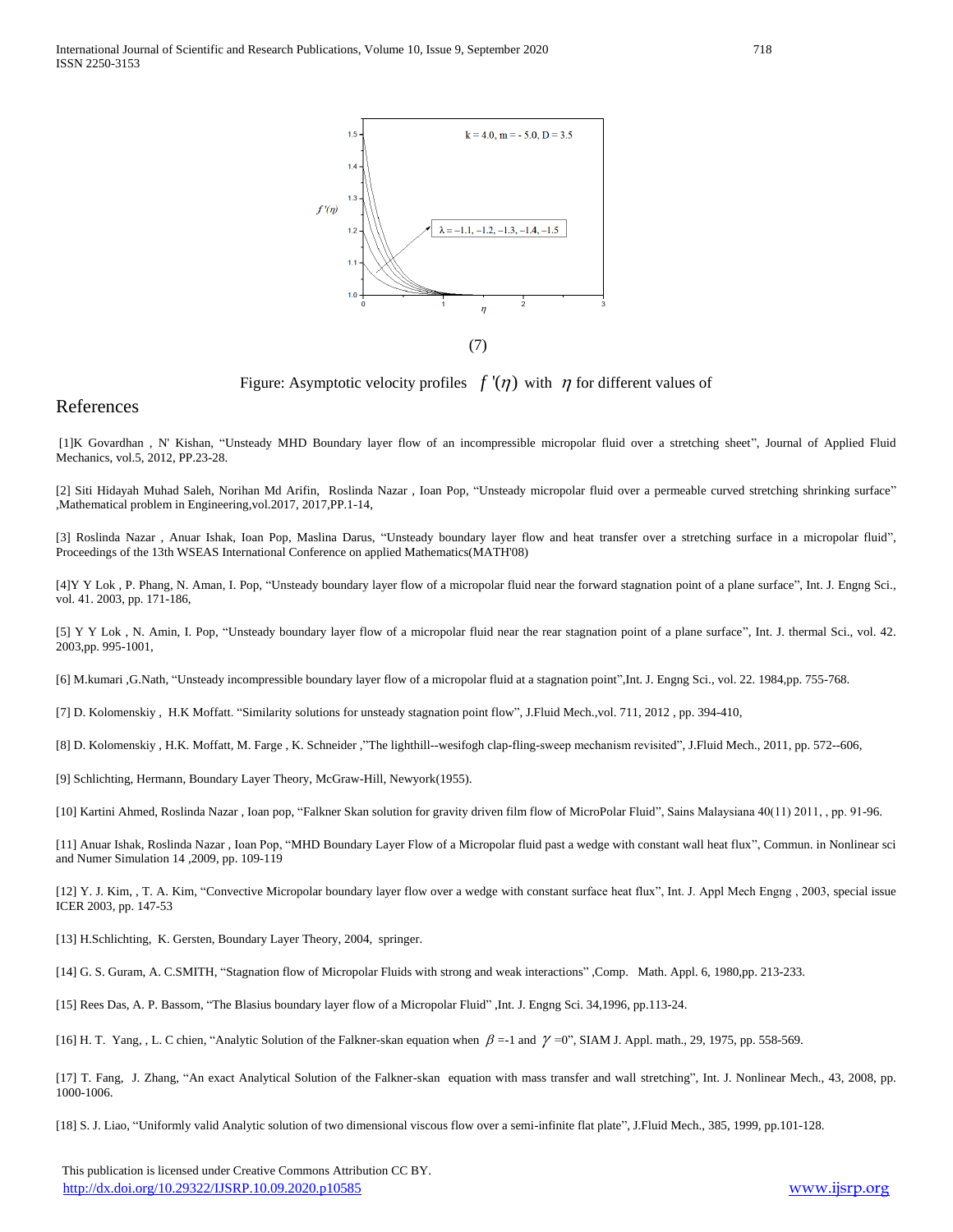(7)

Figure: Asymptotic velocity profiles $f'(\eta)$ with $\eta$ for different values of

## References

[1]K Govardhan , N' Kishan, "Unsteady MHD Boundary layer flow of an incompressible micropolar fluid over a stretching sheet", Journal of Applied Fluid Mechanics, vol.5, 2012, PP.23-28.

[2] Siti Hidayah Muhad Saleh, Norihan Md Arifin, Roslinda Nazar , Ioan Pop, "Unsteady micropolar fluid over a permeable curved stretching shrinking surface" ,Mathematical problem in Engineering,vol.2017, 2017,PP.1-14,

[3] Roslinda Nazar , Anuar Ishak, Ioan Pop, Maslina Darus, "Unsteady boundary layer flow and heat transfer over a stretching surface in a micropolar fluid", Proceedings of the 13th WSEAS International Conference on applied Mathematics(MATH'08)

[4]Y Y Lok , P. Phang, N. Aman, I. Pop, "Unsteady boundary layer flow of a micropolar fluid near the forward stagnation point of a plane surface", Int. J. Engng Sci., vol. 41. 2003, pp. 171-186,

[5] Y Y Lok , N. Amin, I. Pop, "Unsteady boundary layer flow of a micropolar fluid near the rear stagnation point of a plane surface", Int. J. thermal Sci., vol. 42. 2003,pp. 995-1001,

[6] M.kumari ,G.Nath, "Unsteady incompressible boundary layer flow of a micropolar fluid at a stagnation point",Int. J. Engng Sci., vol. 22. 1984,pp. 755-768.

[7] D. Kolomenskiy , H.K Moffatt. "Similarity solutions for unsteady stagnation point flow", J.Fluid Mech.,vol. 711, 2012 , pp. 394-410,

[8] D. Kolomenskiy , H.K. Moffatt, M. Farge , K. Schneider ,"The lighthill--wesifogh clap-fling-sweep mechanism revisited", J.Fluid Mech., 2011, pp. 572--606,

[9] Schlichting, Hermann, Boundary Layer Theory, McGraw-Hill, Newyork(1955).

[10] Kartini Ahmed, Roslinda Nazar , Ioan pop, "Falkner Skan solution for gravity driven film flow of MicroPolar Fluid", Sains Malaysiana 40(11) 2011, , pp. 91-96.

[11] Anuar Ishak, Roslinda Nazar , Ioan Pop, "MHD Boundary Layer Flow of a Micropolar fluid past a wedge with constant wall heat flux", Commun. in Nonlinear sci and Numer Simulation 14 ,2009, pp. 109-119

[12] Y. J. Kim, , T. A. Kim, "Convective Micropolar boundary layer flow over a wedge with constant surface heat flux", Int. J. Appl Mech Engng , 2003, special issue ICER 2003, pp. 147-53

[13] H.Schlichting, K. Gersten, Boundary Layer Theory, 2004, springer.

[14] G. S. Guram, A. C.SMITH, "Stagnation flow of Micropolar Fluids with strong and weak interactions" ,Comp. Math. Appl. 6, 1980,pp. 213-233.

[15] Rees Das, A. P. Bassom, "The Blasius boundary layer flow of a Micropolar Fluid" ,Int. J. Engng Sci. 34,1996, pp.113-24.

[16] H. T. Yang, , L. C chien, "Analytic Solution of the Falkner-skan equation when $\beta$ =-1 and $\gamma$ =0", SIAM J. Appl. math., 29, 1975, pp. 558-569.

[17] T. Fang, J. Zhang, "An exact Analytical Solution of the Falkner-skan equation with mass transfer and wall stretching", Int. J. Nonlinear Mech., 43, 2008, pp. 1000-1006.

[18] S. J. Liao, "Uniformly valid Analytic solution of two dimensional viscous flow over a semi-infinite flat plate", J.Fluid Mech., 385, 1999, pp.101-128.

This publication is licensed under Creative Commons Attribution CC BY.
http://dx.doi.org/10.29322/IJSRP.10.09.2020.p10585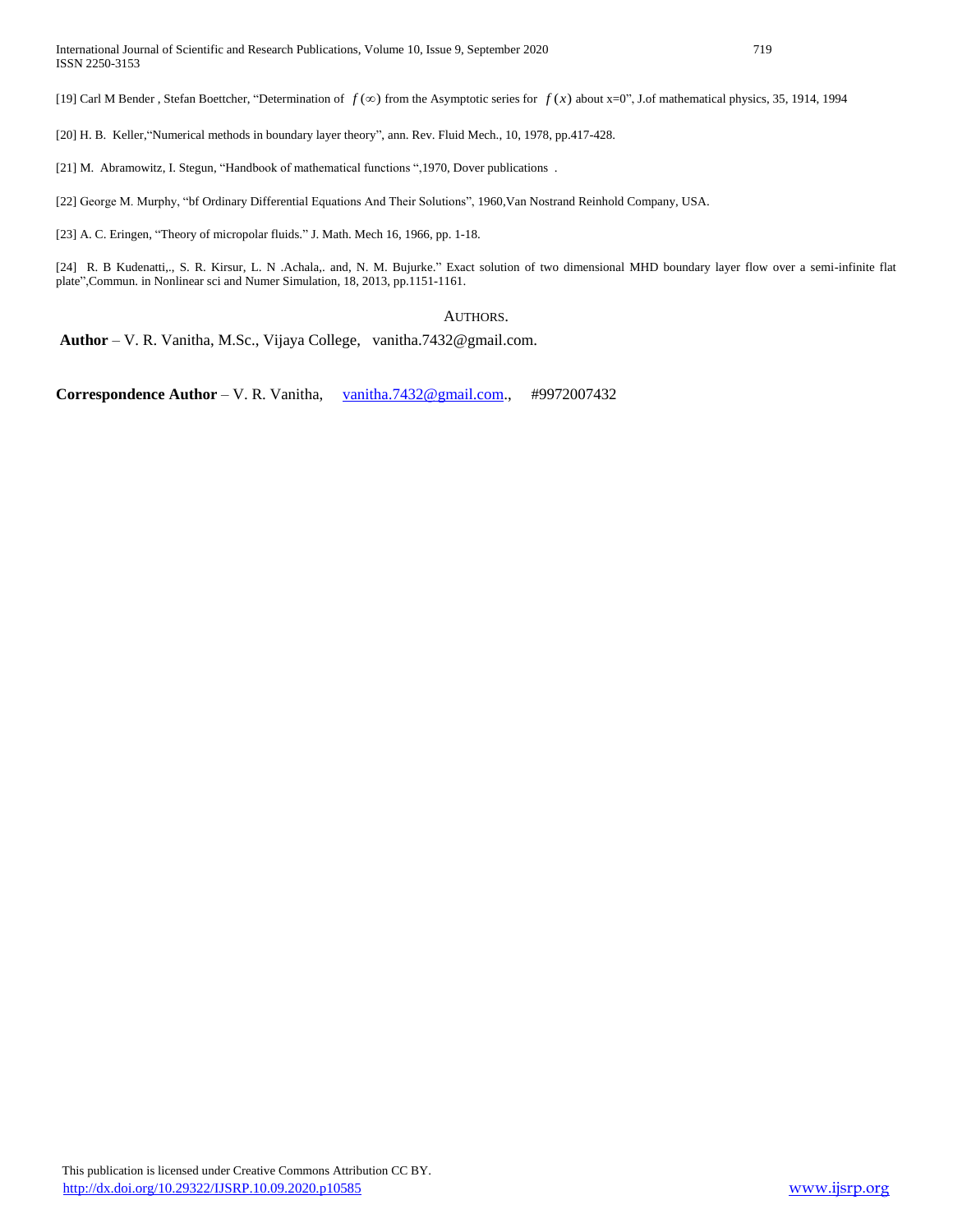[19] Carl M Bender , Stefan Boettcher, "Determination of $f(\infty)$ from the Asymptotic series for $f(x)$ about x=0", J.of mathematical physics, 35, 1914, 1994

[20] H. B. Keller,"Numerical methods in boundary layer theory", ann. Rev. Fluid Mech., 10, 1978, pp.417-428.

[21] M. Abramowitz, I. Stegun, "Handbook of mathematical functions ",1970, Dover publications .

[22] George M. Murphy, "bf Ordinary Differential Equations And Their Solutions", 1960,Van Nostrand Reinhold Company, USA.

[23] A. C. Eringen, "Theory of micropolar fluids." J. Math. Mech 16, 1966, pp. 1-18.

[24] R. B Kudenatti,., S. R. Kirsur, L. N .Achala,. and, N. M. Bujurke." Exact solution of two dimensional MHD boundary layer flow over a semi-infinite flat plate",Commun. in Nonlinear sci and Numer Simulation, 18, 2013, pp.1151-1161.

## AUTHORS.

**Author** – V. R. Vanitha, M.Sc., Vijaya College, vanitha.7432@gmail.com.

**Correspondence Author** – V. R. Vanitha, vanitha.7432@gmail.com., #9972007432